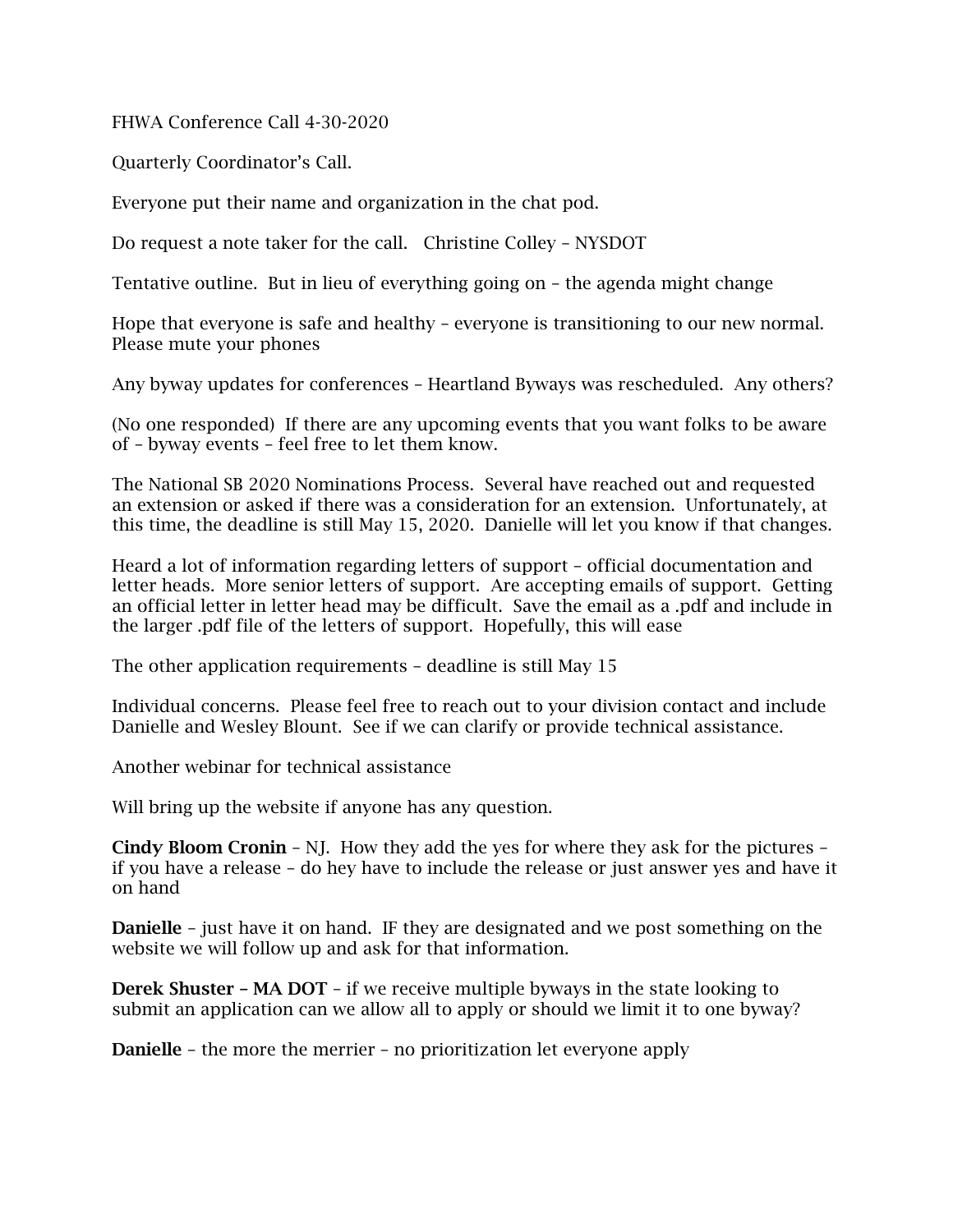FHWA Conference Call 4-30-2020

Quarterly Coordinator's Call.

Everyone put their name and organization in the chat pod.

Do request a note taker for the call. Christine Colley – NYSDOT

Tentative outline. But in lieu of everything going on – the agenda might change

Hope that everyone is safe and healthy – everyone is transitioning to our new normal. Please mute your phones

Any byway updates for conferences – Heartland Byways was rescheduled. Any others?

(No one responded) If there are any upcoming events that you want folks to be aware of – byway events – feel free to let them know.

The National SB 2020 Nominations Process. Several have reached out and requested an extension or asked if there was a consideration for an extension. Unfortunately, at this time, the deadline is still May 15, 2020. Danielle will let you know if that changes.

Heard a lot of information regarding letters of support – official documentation and letter heads. More senior letters of support. Are accepting emails of support. Getting an official letter in letter head may be difficult. Save the email as a .pdf and include in the larger .pdf file of the letters of support. Hopefully, this will ease

The other application requirements – deadline is still May 15

Individual concerns. Please feel free to reach out to your division contact and include Danielle and Wesley Blount. See if we can clarify or provide technical assistance.

Another webinar for technical assistance

Will bring up the website if anyone has any question.

**Cindy Bloom Cronin** – NJ. How they add the yes for where they ask for the pictures – if you have a release – do hey have to include the release or just answer yes and have it on hand

**Danielle** – just have it on hand. IF they are designated and we post something on the website we will follow up and ask for that information.

**Derek Shuster – MA DOT** – if we receive multiple byways in the state looking to submit an application can we allow all to apply or should we limit it to one byway?

**Danielle** – the more the merrier – no prioritization let everyone apply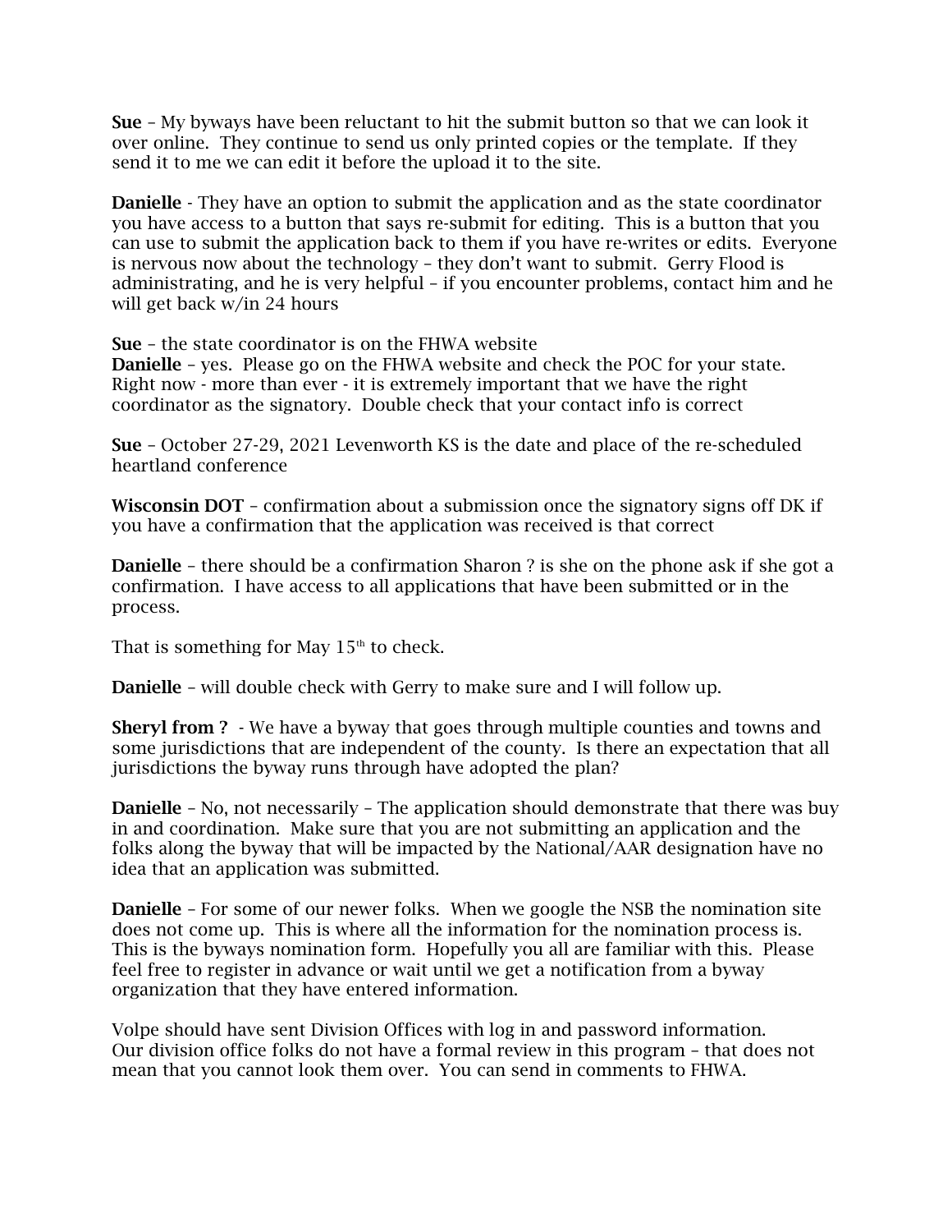**Sue** – My byways have been reluctant to hit the submit button so that we can look it over online. They continue to send us only printed copies or the template. If they send it to me we can edit it before the upload it to the site.

**Danielle** - They have an option to submit the application and as the state coordinator you have access to a button that says re-submit for editing. This is a button that you can use to submit the application back to them if you have re-writes or edits. Everyone is nervous now about the technology – they don't want to submit. Gerry Flood is administrating, and he is very helpful – if you encounter problems, contact him and he will get back w/in 24 hours

**Sue** – the state coordinator is on the FHWA website
**Danielle** – yes. Please go on the FHWA website and check the POC for your state. Right now - more than ever - it is extremely important that we have the right coordinator as the signatory. Double check that your contact info is correct

**Sue** – October 27-29, 2021 Levenworth KS is the date and place of the re-scheduled heartland conference

**Wisconsin DOT** – confirmation about a submission once the signatory signs off DK if you have a confirmation that the application was received is that correct

**Danielle** – there should be a confirmation Sharon ? is she on the phone ask if she got a confirmation. I have access to all applications that have been submitted or in the process.

That is something for May 15th to check.

**Danielle** – will double check with Gerry to make sure and I will follow up.

**Sheryl from ?** - We have a byway that goes through multiple counties and towns and some jurisdictions that are independent of the county. Is there an expectation that all jurisdictions the byway runs through have adopted the plan?

**Danielle** – No, not necessarily – The application should demonstrate that there was buy in and coordination. Make sure that you are not submitting an application and the folks along the byway that will be impacted by the National/AAR designation have no idea that an application was submitted.

**Danielle** – For some of our newer folks. When we google the NSB the nomination site does not come up. This is where all the information for the nomination process is. This is the byways nomination form. Hopefully you all are familiar with this. Please feel free to register in advance or wait until we get a notification from a byway organization that they have entered information.

Volpe should have sent Division Offices with log in and password information.
Our division office folks do not have a formal review in this program – that does not mean that you cannot look them over. You can send in comments to FHWA.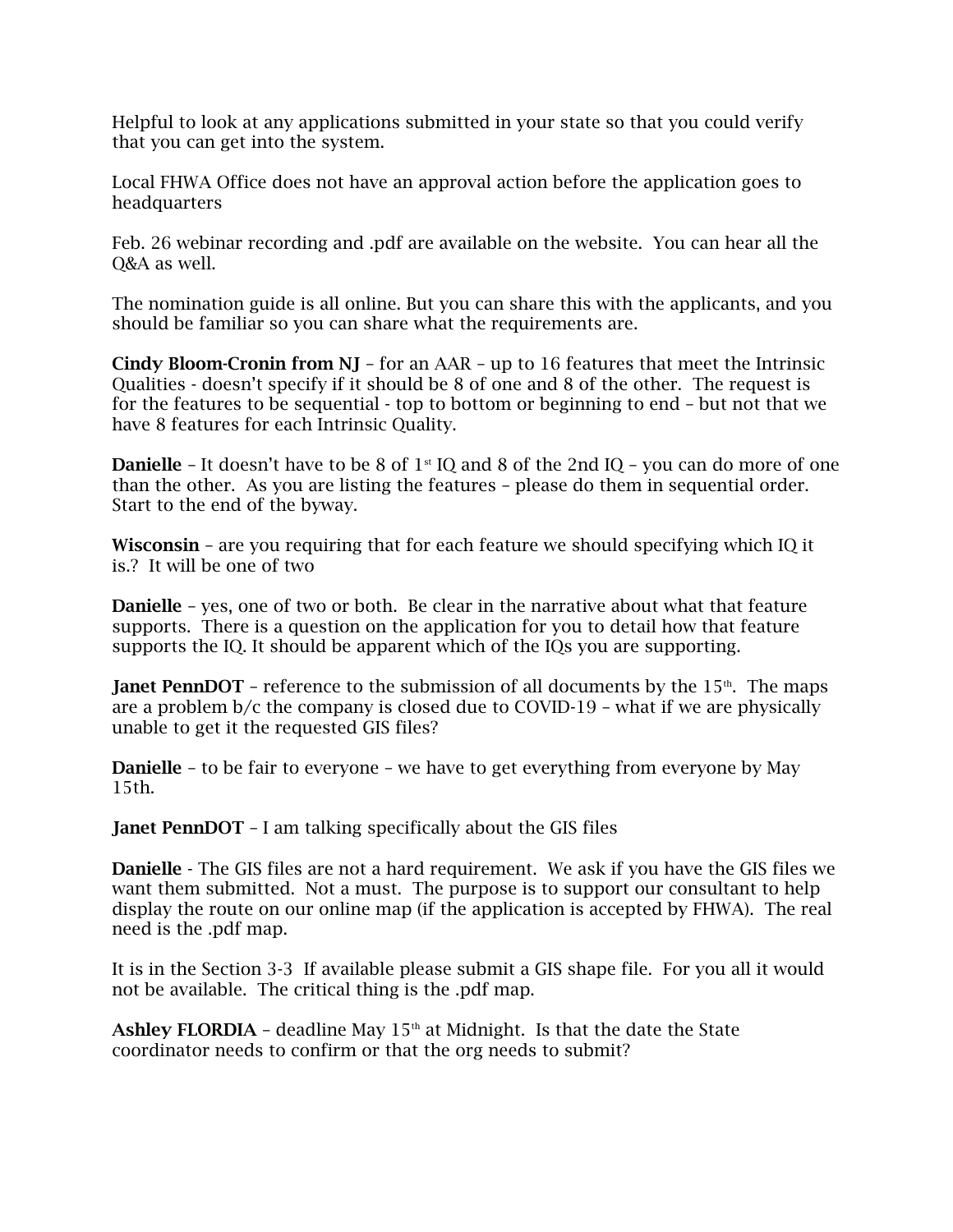Helpful to look at any applications submitted in your state so that you could verify that you can get into the system.

Local FHWA Office does not have an approval action before the application goes to headquarters

Feb. 26 webinar recording and .pdf are available on the website. You can hear all the Q&A as well.

The nomination guide is all online. But you can share this with the applicants, and you should be familiar so you can share what the requirements are.

**Cindy Bloom-Cronin from NJ** – for an AAR – up to 16 features that meet the Intrinsic Qualities - doesn't specify if it should be 8 of one and 8 of the other. The request is for the features to be sequential - top to bottom or beginning to end – but not that we have 8 features for each Intrinsic Quality.

**Danielle** – It doesn't have to be 8 of 1st IQ and 8 of the 2nd IQ – you can do more of one than the other. As you are listing the features – please do them in sequential order. Start to the end of the byway.

**Wisconsin** – are you requiring that for each feature we should specifying which IQ it is.? It will be one of two

**Danielle** – yes, one of two or both. Be clear in the narrative about what that feature supports. There is a question on the application for you to detail how that feature supports the IQ. It should be apparent which of the IQs you are supporting.

**Janet PennDOT** – reference to the submission of all documents by the 15th. The maps are a problem b/c the company is closed due to COVID-19 – what if we are physically unable to get it the requested GIS files?

**Danielle** – to be fair to everyone – we have to get everything from everyone by May 15th.

**Janet PennDOT** – I am talking specifically about the GIS files

**Danielle** - The GIS files are not a hard requirement. We ask if you have the GIS files we want them submitted. Not a must. The purpose is to support our consultant to help display the route on our online map (if the application is accepted by FHWA). The real need is the .pdf map.

It is in the Section 3-3 If available please submit a GIS shape file. For you all it would not be available. The critical thing is the .pdf map.

**Ashley FLORDIA** – deadline May 15th at Midnight. Is that the date the State coordinator needs to confirm or that the org needs to submit?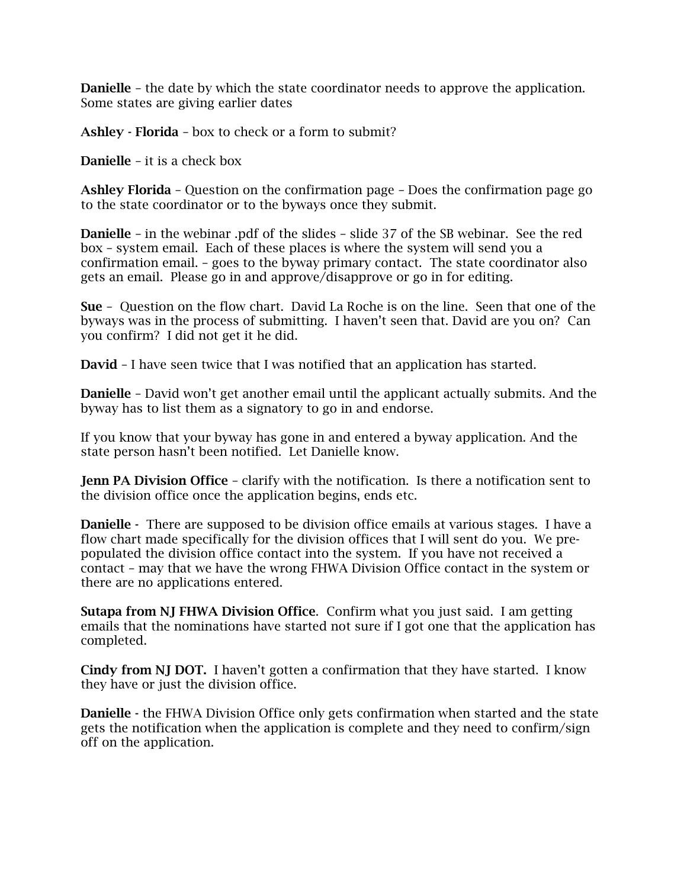**Danielle** – the date by which the state coordinator needs to approve the application. Some states are giving earlier dates

**Ashley - Florida** – box to check or a form to submit?

**Danielle** – it is a check box

**Ashley Florida** – Question on the confirmation page – Does the confirmation page go to the state coordinator or to the byways once they submit.

**Danielle** – in the webinar .pdf of the slides – slide 37 of the SB webinar. See the red box – system email. Each of these places is where the system will send you a confirmation email. – goes to the byway primary contact. The state coordinator also gets an email. Please go in and approve/disapprove or go in for editing.

**Sue** – Question on the flow chart. David La Roche is on the line. Seen that one of the byways was in the process of submitting. I haven't seen that. David are you on? Can you confirm? I did not get it he did.

**David** – I have seen twice that I was notified that an application has started.

**Danielle** – David won't get another email until the applicant actually submits. And the byway has to list them as a signatory to go in and endorse.

If you know that your byway has gone in and entered a byway application. And the state person hasn't been notified. Let Danielle know.

**Jenn PA Division Office** – clarify with the notification. Is there a notification sent to the division office once the application begins, ends etc.

**Danielle** - There are supposed to be division office emails at various stages. I have a flow chart made specifically for the division offices that I will sent do you. We pre-populated the division office contact into the system. If you have not received a contact – may that we have the wrong FHWA Division Office contact in the system or there are no applications entered.

**Sutapa from NJ FHWA Division Office**. Confirm what you just said. I am getting emails that the nominations have started not sure if I got one that the application has completed.

**Cindy from NJ DOT.** I haven't gotten a confirmation that they have started. I know they have or just the division office.

**Danielle** - the FHWA Division Office only gets confirmation when started and the state gets the notification when the application is complete and they need to confirm/sign off on the application.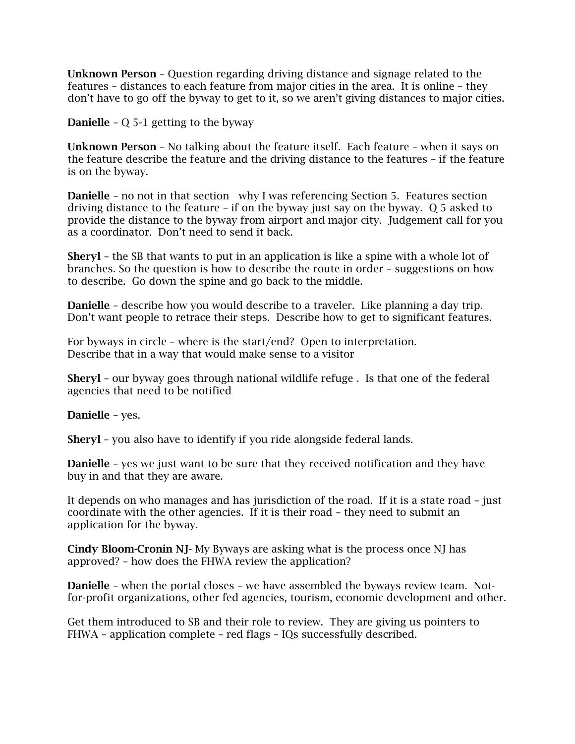**Unknown Person** – Question regarding driving distance and signage related to the features – distances to each feature from major cities in the area. It is online – they don't have to go off the byway to get to it, so we aren't giving distances to major cities.

**Danielle** – Q 5-1 getting to the byway

**Unknown Person** – No talking about the feature itself. Each feature – when it says on the feature describe the feature and the driving distance to the features – if the feature is on the byway.

**Danielle** – no not in that section why I was referencing Section 5. Features section driving distance to the feature – if on the byway just say on the byway. Q 5 asked to provide the distance to the byway from airport and major city. Judgement call for you as a coordinator. Don't need to send it back.

**Sheryl** – the SB that wants to put in an application is like a spine with a whole lot of branches. So the question is how to describe the route in order – suggestions on how to describe. Go down the spine and go back to the middle.

**Danielle** – describe how you would describe to a traveler. Like planning a day trip. Don't want people to retrace their steps. Describe how to get to significant features.

For byways in circle – where is the start/end? Open to interpretation.
Describe that in a way that would make sense to a visitor

**Sheryl** – our byway goes through national wildlife refuge . Is that one of the federal agencies that need to be notified

**Danielle** – yes.

**Sheryl** – you also have to identify if you ride alongside federal lands.

**Danielle** – yes we just want to be sure that they received notification and they have buy in and that they are aware.

It depends on who manages and has jurisdiction of the road. If it is a state road – just coordinate with the other agencies. If it is their road – they need to submit an application for the byway.

**Cindy Bloom-Cronin NJ**- My Byways are asking what is the process once NJ has approved? – how does the FHWA review the application?

**Danielle** – when the portal closes – we have assembled the byways review team. Not-for-profit organizations, other fed agencies, tourism, economic development and other.

Get them introduced to SB and their role to review. They are giving us pointers to FHWA – application complete – red flags – IQs successfully described.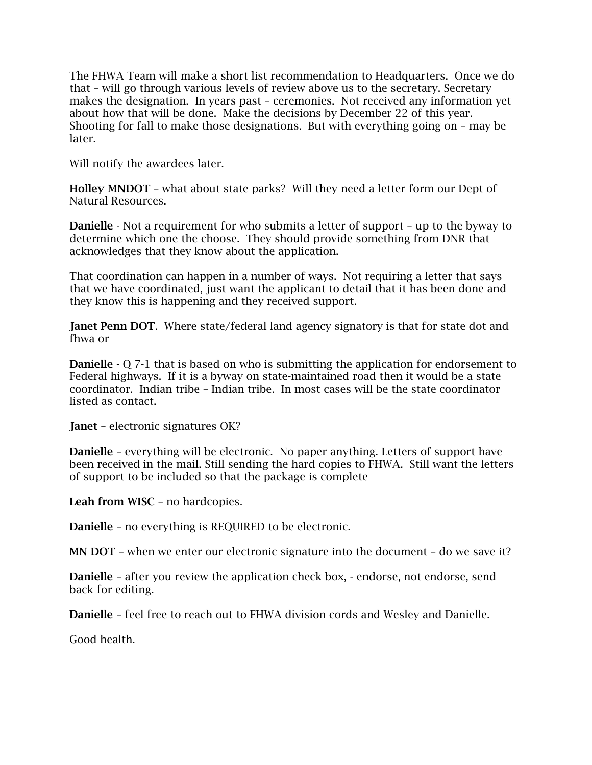The FHWA Team will make a short list recommendation to Headquarters. Once we do that – will go through various levels of review above us to the secretary. Secretary makes the designation. In years past – ceremonies. Not received any information yet about how that will be done. Make the decisions by December 22 of this year. Shooting for fall to make those designations. But with everything going on – may be later.

Will notify the awardees later.

**Holley MNDOT** – what about state parks? Will they need a letter form our Dept of Natural Resources.

**Danielle** - Not a requirement for who submits a letter of support – up to the byway to determine which one the choose. They should provide something from DNR that acknowledges that they know about the application.

That coordination can happen in a number of ways. Not requiring a letter that says that we have coordinated, just want the applicant to detail that it has been done and they know this is happening and they received support.

**Janet Penn DOT**. Where state/federal land agency signatory is that for state dot and fhwa or

**Danielle -** Q 7-1 that is based on who is submitting the application for endorsement to Federal highways. If it is a byway on state-maintained road then it would be a state coordinator. Indian tribe – Indian tribe. In most cases will be the state coordinator listed as contact.

**Janet** – electronic signatures OK?

**Danielle** – everything will be electronic. No paper anything. Letters of support have been received in the mail. Still sending the hard copies to FHWA. Still want the letters of support to be included so that the package is complete

**Leah from WISC** – no hardcopies.

**Danielle** – no everything is REQUIRED to be electronic.

**MN DOT** – when we enter our electronic signature into the document – do we save it?

**Danielle** – after you review the application check box, - endorse, not endorse, send back for editing.

**Danielle** – feel free to reach out to FHWA division cords and Wesley and Danielle.

Good health.